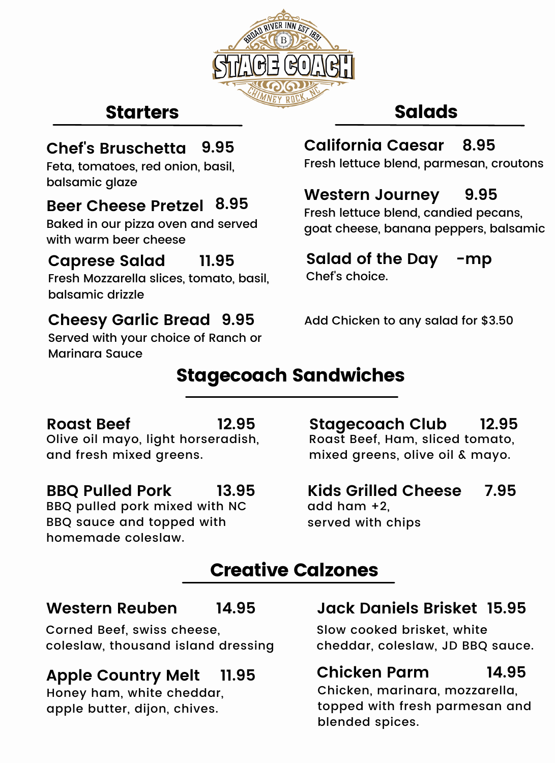BROAD RIVER INN EST 1831

# STAGE COACH

CHIMNEY ROCK, NC

## Starters

**Chef's Bruschetta 9.95**
Feta, tomatoes, red onion, basil, balsamic glaze

**Beer Cheese Pretzel 8.95**
Baked in our pizza oven and served with warm beer cheese

**Caprese Salad 11.95**
Fresh Mozzarella slices, tomato, basil, balsamic drizzle

**Cheesy Garlic Bread 9.95**
Served with your choice of Ranch or Marinara Sauce

## Salads

**California Caesar 8.95**
Fresh lettuce blend, parmesan, croutons

**Western Journey 9.95**
Fresh lettuce blend, candied pecans, goat cheese, banana peppers, balsamic

**Salad of the Day -mp**
Chef's choice.

Add Chicken to any salad for $3.50

## Stagecoach Sandwiches

**Roast Beef 12.95**
Olive oil mayo, light horseradish, and fresh mixed greens.

**BBQ Pulled Pork 13.95**
BBQ pulled pork mixed with NC BBQ sauce and topped with homemade coleslaw.

**Stagecoach Club 12.95**
Roast Beef, Ham, sliced tomato, mixed greens, olive oil & mayo.

**Kids Grilled Cheese 7.95**
add ham +2,
served with chips

## Creative Calzones

**Western Reuben 14.95**
Corned Beef, swiss cheese, coleslaw, thousand island dressing

**Apple Country Melt 11.95**
Honey ham, white cheddar, apple butter, dijon, chives.

**Jack Daniels Brisket 15.95**
Slow cooked brisket, white cheddar, coleslaw, JD BBQ sauce.

**Chicken Parm 14.95**
Chicken, marinara, mozzarella, topped with fresh parmesan and blended spices.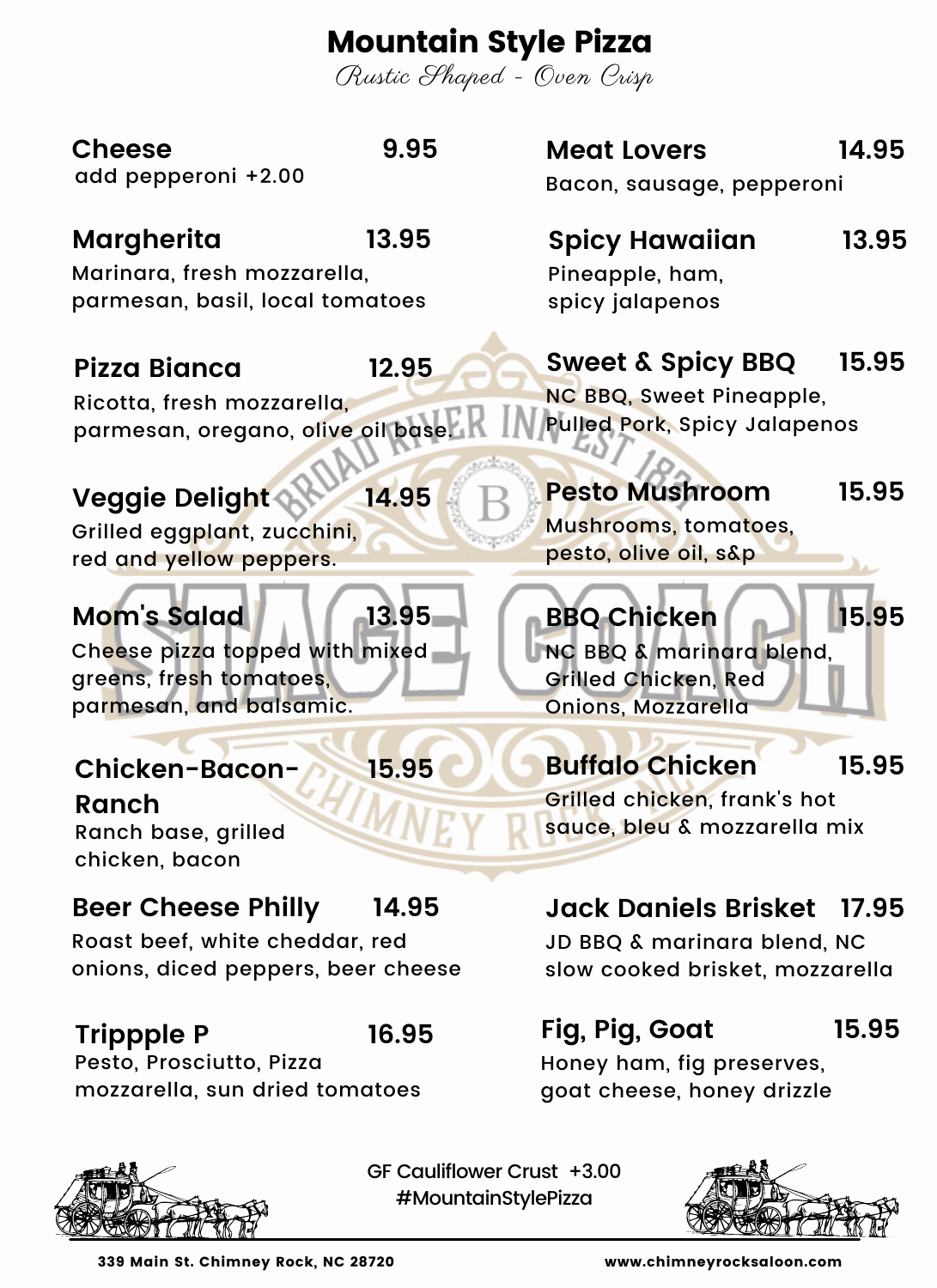# Mountain Style Pizza

*Rustic Shaped - Oven Crisp*

**Cheese** 9.95
add pepperoni +2.00

**Margherita** 13.95
Marinara, fresh mozzarella, parmesan, basil, local tomatoes

**Pizza Bianca** 12.95
Ricotta, fresh mozzarella, parmesan, oregano, olive oil base.

**Veggie Delight** 14.95
Grilled eggplant, zucchini, red and yellow peppers.

**Mom's Salad** 13.95
Cheese pizza topped with mixed greens, fresh tomatoes, parmesan, and balsamic.

**Chicken-Bacon-Ranch** 15.95
Ranch base, grilled chicken, bacon

**Beer Cheese Philly** 14.95
Roast beef, white cheddar, red onions, diced peppers, beer cheese

**Trippple P** 16.95
Pesto, Prosciutto, Pizza mozzarella, sun dried tomatoes

**Meat Lovers** 14.95
Bacon, sausage, pepperoni

**Spicy Hawaiian** 13.95
Pineapple, ham, spicy jalapenos

**Sweet & Spicy BBQ** 15.95
NC BBQ, Sweet Pineapple, Pulled Pork, Spicy Jalapenos

**Pesto Mushroom** 15.95
Mushrooms, tomatoes, pesto, olive oil, s&p

**BBQ Chicken** 15.95
NC BBQ & marinara blend, Grilled Chicken, Red Onions, Mozzarella

**Buffalo Chicken** 15.95
Grilled chicken, frank's hot sauce, bleu & mozzarella mix

**Jack Daniels Brisket** 17.95
JD BBQ & marinara blend, NC slow cooked brisket, mozzarella

**Fig, Pig, Goat** 15.95
Honey ham, fig preserves, goat cheese, honey drizzle

GF Cauliflower Crust +3.00
#MountainStylePizza

339 Main St. Chimney Rock, NC 28720 www.chimneyrocksaloon.com